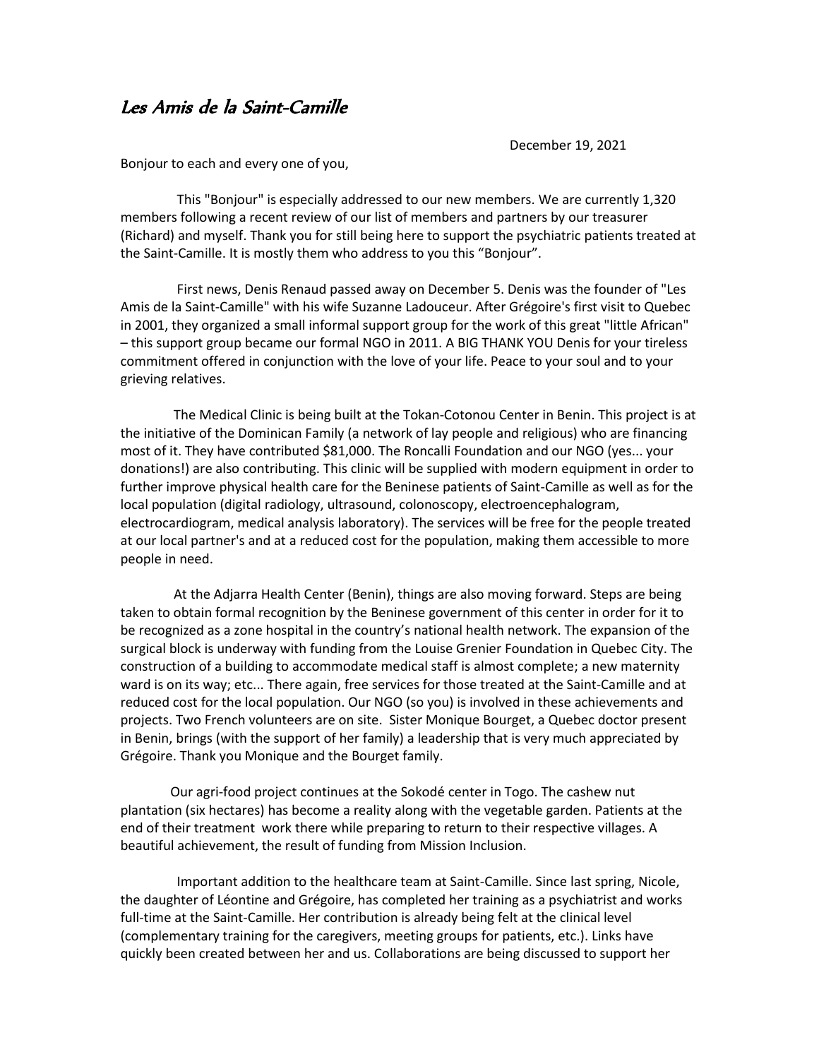# *Les Amis de la Saint-Camille*

December 19, 2021

Bonjour to each and every one of you,

This "Bonjour" is especially addressed to our new members. We are currently 1,320 members following a recent review of our list of members and partners by our treasurer (Richard) and myself. Thank you for still being here to support the psychiatric patients treated at the Saint-Camille. It is mostly them who address to you this "Bonjour".

First news, Denis Renaud passed away on December 5. Denis was the founder of "Les Amis de la Saint-Camille" with his wife Suzanne Ladouceur. After Grégoire's first visit to Quebec in 2001, they organized a small informal support group for the work of this great "little African" – this support group became our formal NGO in 2011. A BIG THANK YOU Denis for your tireless commitment offered in conjunction with the love of your life. Peace to your soul and to your grieving relatives.

The Medical Clinic is being built at the Tokan-Cotonou Center in Benin. This project is at the initiative of the Dominican Family (a network of lay people and religious) who are financing most of it. They have contributed $81,000. The Roncalli Foundation and our NGO (yes... your donations!) are also contributing. This clinic will be supplied with modern equipment in order to further improve physical health care for the Beninese patients of Saint-Camille as well as for the local population (digital radiology, ultrasound, colonoscopy, electroencephalogram, electrocardiogram, medical analysis laboratory). The services will be free for the people treated at our local partner's and at a reduced cost for the population, making them accessible to more people in need.

At the Adjarra Health Center (Benin), things are also moving forward. Steps are being taken to obtain formal recognition by the Beninese government of this center in order for it to be recognized as a zone hospital in the country's national health network. The expansion of the surgical block is underway with funding from the Louise Grenier Foundation in Quebec City. The construction of a building to accommodate medical staff is almost complete; a new maternity ward is on its way; etc... There again, free services for those treated at the Saint-Camille and at reduced cost for the local population. Our NGO (so you) is involved in these achievements and projects. Two French volunteers are on site. Sister Monique Bourget, a Quebec doctor present in Benin, brings (with the support of her family) a leadership that is very much appreciated by Grégoire. Thank you Monique and the Bourget family.

Our agri-food project continues at the Sokodé center in Togo. The cashew nut plantation (six hectares) has become a reality along with the vegetable garden. Patients at the end of their treatment work there while preparing to return to their respective villages. A beautiful achievement, the result of funding from Mission Inclusion.

Important addition to the healthcare team at Saint-Camille. Since last spring, Nicole, the daughter of Léontine and Grégoire, has completed her training as a psychiatrist and works full-time at the Saint-Camille. Her contribution is already being felt at the clinical level (complementary training for the caregivers, meeting groups for patients, etc.). Links have quickly been created between her and us. Collaborations are being discussed to support her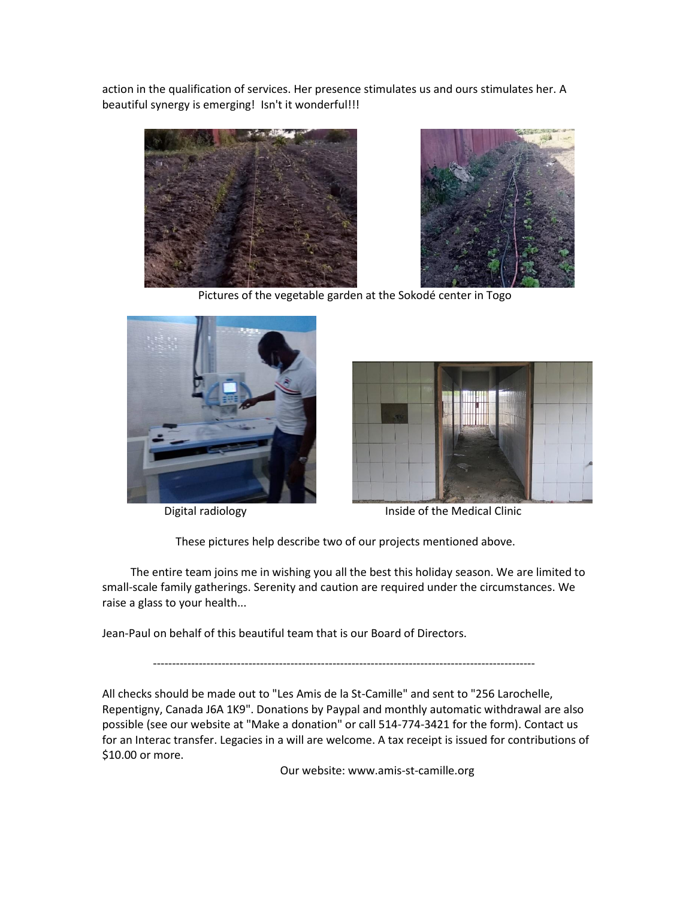action in the qualification of services. Her presence stimulates us and ours stimulates her. A beautiful synergy is emerging!  Isn't it wonderful!!!

Pictures of the vegetable garden at the Sokodé center in Togo

Digital radiology

Inside of the Medical Clinic

These pictures help describe two of our projects mentioned above.

The entire team joins me in wishing you all the best this holiday season. We are limited to small-scale family gatherings. Serenity and caution are required under the circumstances. We raise a glass to your health...

Jean-Paul on behalf of this beautiful team that is our Board of Directors.

---

All checks should be made out to "Les Amis de la St-Camille" and sent to "256 Larochelle, Repentigny, Canada J6A 1K9". Donations by Paypal and monthly automatic withdrawal are also possible (see our website at "Make a donation" or call 514-774-3421 for the form). Contact us for an Interac transfer. Legacies in a will are welcome. A tax receipt is issued for contributions of $10.00 or more.

Our website: www.amis-st-camille.org